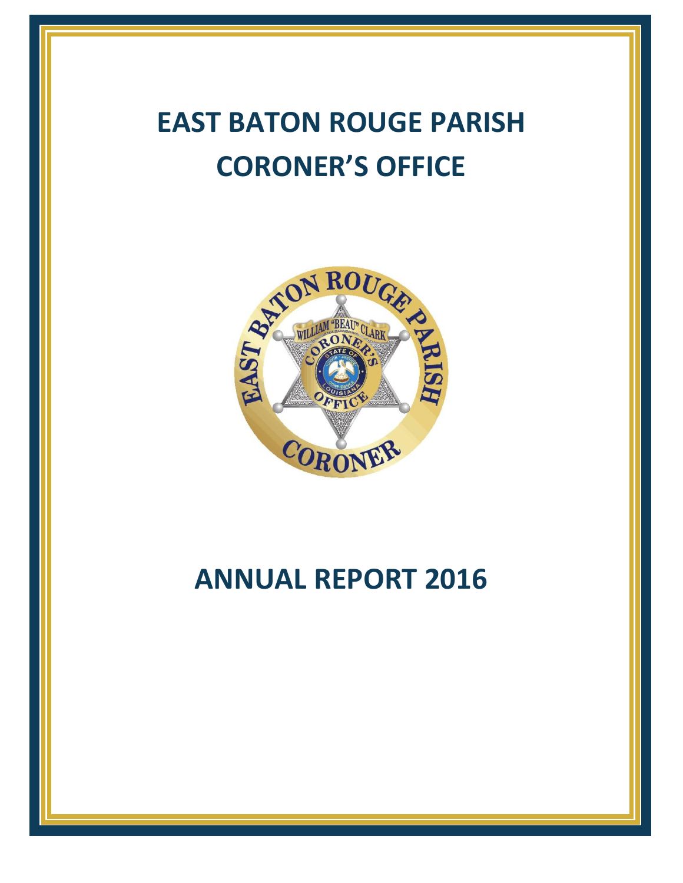# EAST BATON ROUGE PARISH CORONER'S OFFICE

# ANNUAL REPORT 2016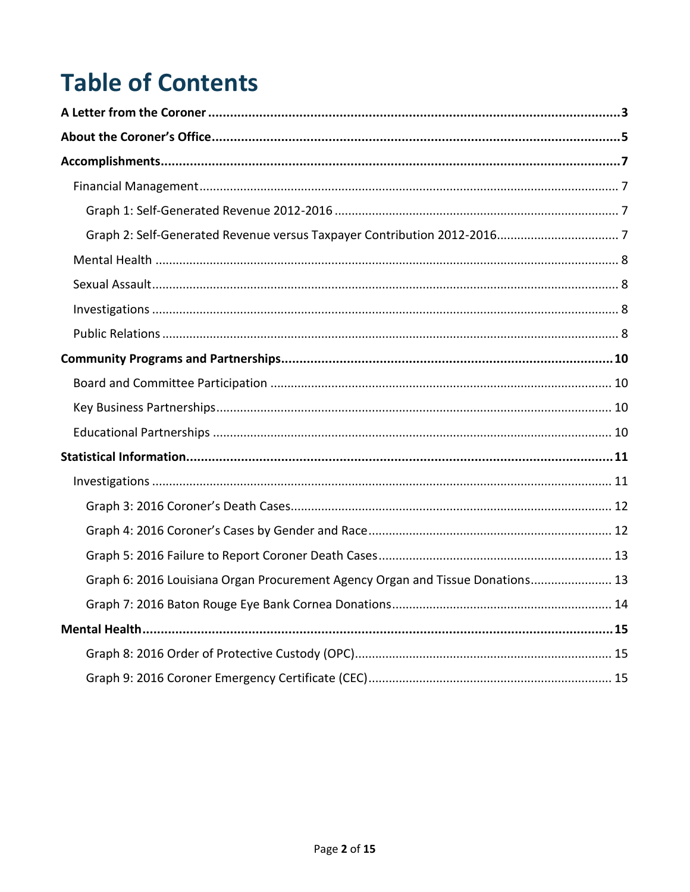# Table of Contents

**A Letter from the Coroner** ..... **3**

**About the Coroner's Office** ..... **5**

**Accomplishments** ..... **7**

- Financial Management ..... 7
  - Graph 1: Self-Generated Revenue 2012-2016 ..... 7
  - Graph 2: Self-Generated Revenue versus Taxpayer Contribution 2012-2016 ..... 7
- Mental Health ..... 8
- Sexual Assault ..... 8
- Investigations ..... 8
- Public Relations ..... 8

**Community Programs and Partnerships** ..... **10**

- Board and Committee Participation ..... 10
- Key Business Partnerships ..... 10
- Educational Partnerships ..... 10

**Statistical Information** ..... **11**

- Investigations ..... 11
  - Graph 3: 2016 Coroner's Death Cases ..... 12
  - Graph 4: 2016 Coroner's Cases by Gender and Race ..... 12
  - Graph 5: 2016 Failure to Report Coroner Death Cases ..... 13
  - Graph 6: 2016 Louisiana Organ Procurement Agency Organ and Tissue Donations ..... 13
  - Graph 7: 2016 Baton Rouge Eye Bank Cornea Donations ..... 14

**Mental Health** ..... **15**

- Graph 8: 2016 Order of Protective Custody (OPC) ..... 15
- Graph 9: 2016 Coroner Emergency Certificate (CEC) ..... 15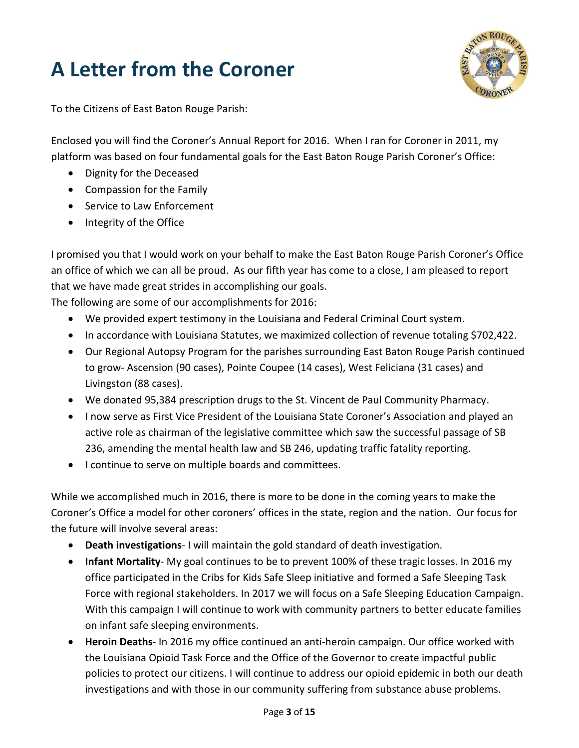# A Letter from the Coroner

To the Citizens of East Baton Rouge Parish:

Enclosed you will find the Coroner's Annual Report for 2016. When I ran for Coroner in 2011, my platform was based on four fundamental goals for the East Baton Rouge Parish Coroner's Office:

- Dignity for the Deceased
- Compassion for the Family
- Service to Law Enforcement
- Integrity of the Office

I promised you that I would work on your behalf to make the East Baton Rouge Parish Coroner's Office an office of which we can all be proud. As our fifth year has come to a close, I am pleased to report that we have made great strides in accomplishing our goals.

The following are some of our accomplishments for 2016:

- We provided expert testimony in the Louisiana and Federal Criminal Court system.
- In accordance with Louisiana Statutes, we maximized collection of revenue totaling $702,422.
- Our Regional Autopsy Program for the parishes surrounding East Baton Rouge Parish continued to grow- Ascension (90 cases), Pointe Coupee (14 cases), West Feliciana (31 cases) and Livingston (88 cases).
- We donated 95,384 prescription drugs to the St. Vincent de Paul Community Pharmacy.
- I now serve as First Vice President of the Louisiana State Coroner's Association and played an active role as chairman of the legislative committee which saw the successful passage of SB 236, amending the mental health law and SB 246, updating traffic fatality reporting.
- I continue to serve on multiple boards and committees.

While we accomplished much in 2016, there is more to be done in the coming years to make the Coroner's Office a model for other coroners' offices in the state, region and the nation. Our focus for the future will involve several areas:

- **Death investigations**- I will maintain the gold standard of death investigation.
- **Infant Mortality**- My goal continues to be to prevent 100% of these tragic losses. In 2016 my office participated in the Cribs for Kids Safe Sleep initiative and formed a Safe Sleeping Task Force with regional stakeholders. In 2017 we will focus on a Safe Sleeping Education Campaign. With this campaign I will continue to work with community partners to better educate families on infant safe sleeping environments.
- **Heroin Deaths**- In 2016 my office continued an anti-heroin campaign. Our office worked with the Louisiana Opioid Task Force and the Office of the Governor to create impactful public policies to protect our citizens. I will continue to address our opioid epidemic in both our death investigations and with those in our community suffering from substance abuse problems.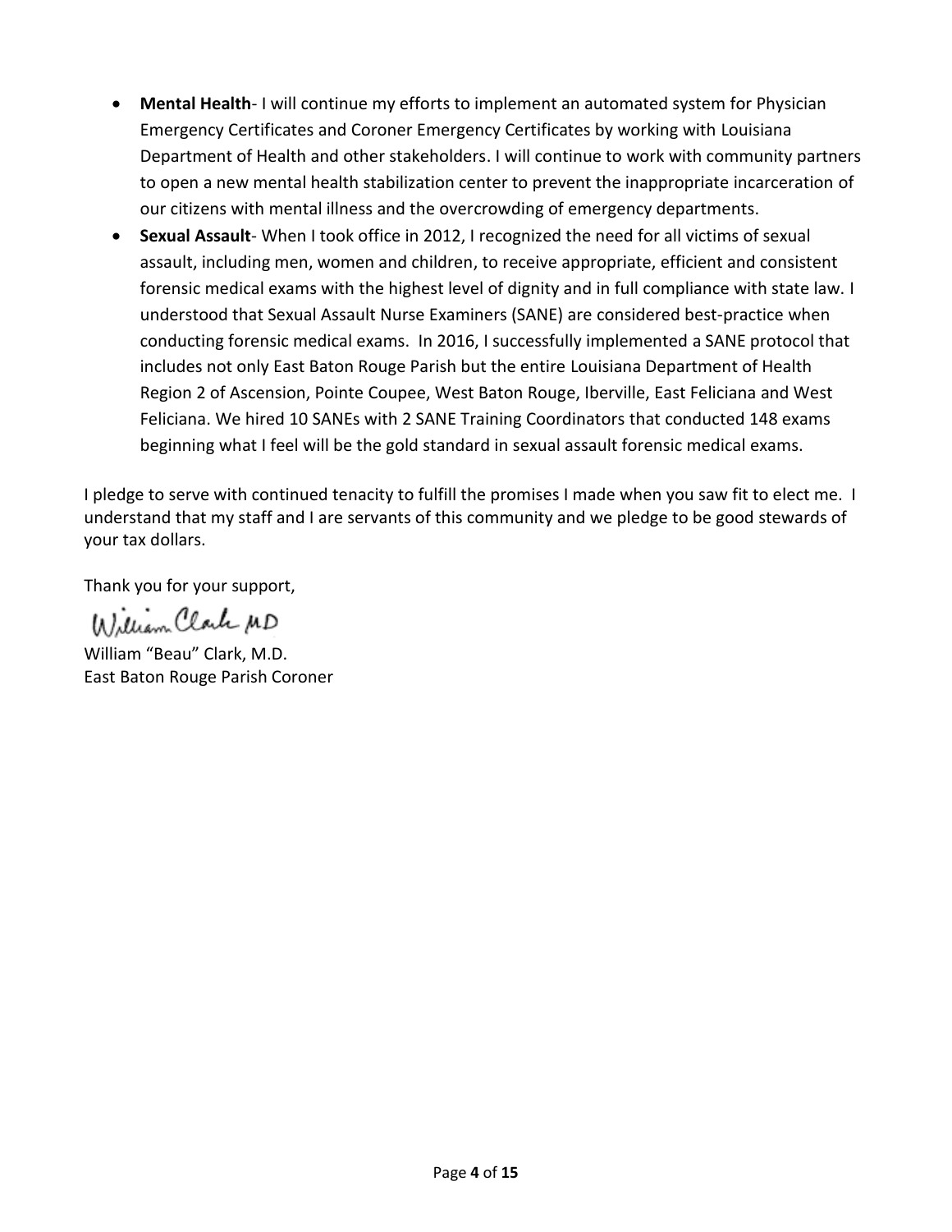- **Mental Health**- I will continue my efforts to implement an automated system for Physician Emergency Certificates and Coroner Emergency Certificates by working with Louisiana Department of Health and other stakeholders. I will continue to work with community partners to open a new mental health stabilization center to prevent the inappropriate incarceration of our citizens with mental illness and the overcrowding of emergency departments.
- **Sexual Assault**- When I took office in 2012, I recognized the need for all victims of sexual assault, including men, women and children, to receive appropriate, efficient and consistent forensic medical exams with the highest level of dignity and in full compliance with state law. I understood that Sexual Assault Nurse Examiners (SANE) are considered best-practice when conducting forensic medical exams. In 2016, I successfully implemented a SANE protocol that includes not only East Baton Rouge Parish but the entire Louisiana Department of Health Region 2 of Ascension, Pointe Coupee, West Baton Rouge, Iberville, East Feliciana and West Feliciana. We hired 10 SANEs with 2 SANE Training Coordinators that conducted 148 exams beginning what I feel will be the gold standard in sexual assault forensic medical exams.

I pledge to serve with continued tenacity to fulfill the promises I made when you saw fit to elect me. I understand that my staff and I are servants of this community and we pledge to be good stewards of your tax dollars.

Thank you for your support,

William Clark MD

William "Beau" Clark, M.D.
East Baton Rouge Parish Coroner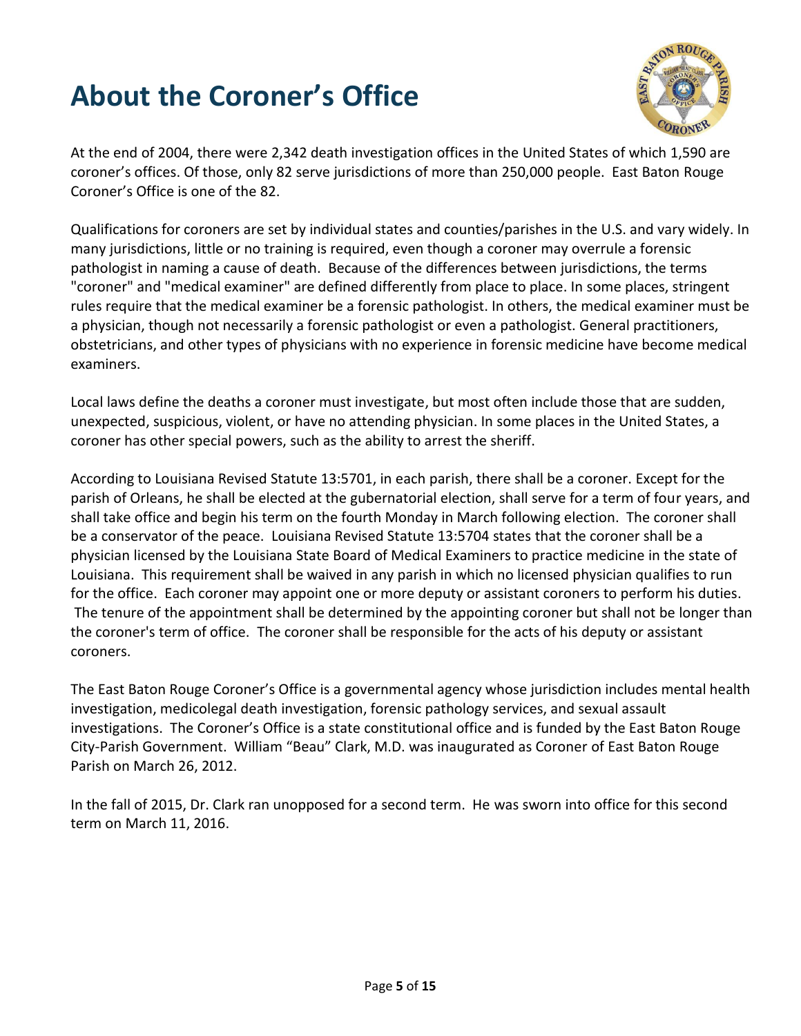# About the Coroner's Office

At the end of 2004, there were 2,342 death investigation offices in the United States of which 1,590 are coroner's offices. Of those, only 82 serve jurisdictions of more than 250,000 people. East Baton Rouge Coroner's Office is one of the 82.

Qualifications for coroners are set by individual states and counties/parishes in the U.S. and vary widely. In many jurisdictions, little or no training is required, even though a coroner may overrule a forensic pathologist in naming a cause of death. Because of the differences between jurisdictions, the terms "coroner" and "medical examiner" are defined differently from place to place. In some places, stringent rules require that the medical examiner be a forensic pathologist. In others, the medical examiner must be a physician, though not necessarily a forensic pathologist or even a pathologist. General practitioners, obstetricians, and other types of physicians with no experience in forensic medicine have become medical examiners.

Local laws define the deaths a coroner must investigate, but most often include those that are sudden, unexpected, suspicious, violent, or have no attending physician. In some places in the United States, a coroner has other special powers, such as the ability to arrest the sheriff.

According to Louisiana Revised Statute 13:5701, in each parish, there shall be a coroner. Except for the parish of Orleans, he shall be elected at the gubernatorial election, shall serve for a term of four years, and shall take office and begin his term on the fourth Monday in March following election. The coroner shall be a conservator of the peace. Louisiana Revised Statute 13:5704 states that the coroner shall be a physician licensed by the Louisiana State Board of Medical Examiners to practice medicine in the state of Louisiana. This requirement shall be waived in any parish in which no licensed physician qualifies to run for the office. Each coroner may appoint one or more deputy or assistant coroners to perform his duties. The tenure of the appointment shall be determined by the appointing coroner but shall not be longer than the coroner's term of office. The coroner shall be responsible for the acts of his deputy or assistant coroners.

The East Baton Rouge Coroner's Office is a governmental agency whose jurisdiction includes mental health investigation, medicolegal death investigation, forensic pathology services, and sexual assault investigations. The Coroner's Office is a state constitutional office and is funded by the East Baton Rouge City-Parish Government. William "Beau" Clark, M.D. was inaugurated as Coroner of East Baton Rouge Parish on March 26, 2012.

In the fall of 2015, Dr. Clark ran unopposed for a second term. He was sworn into office for this second term on March 11, 2016.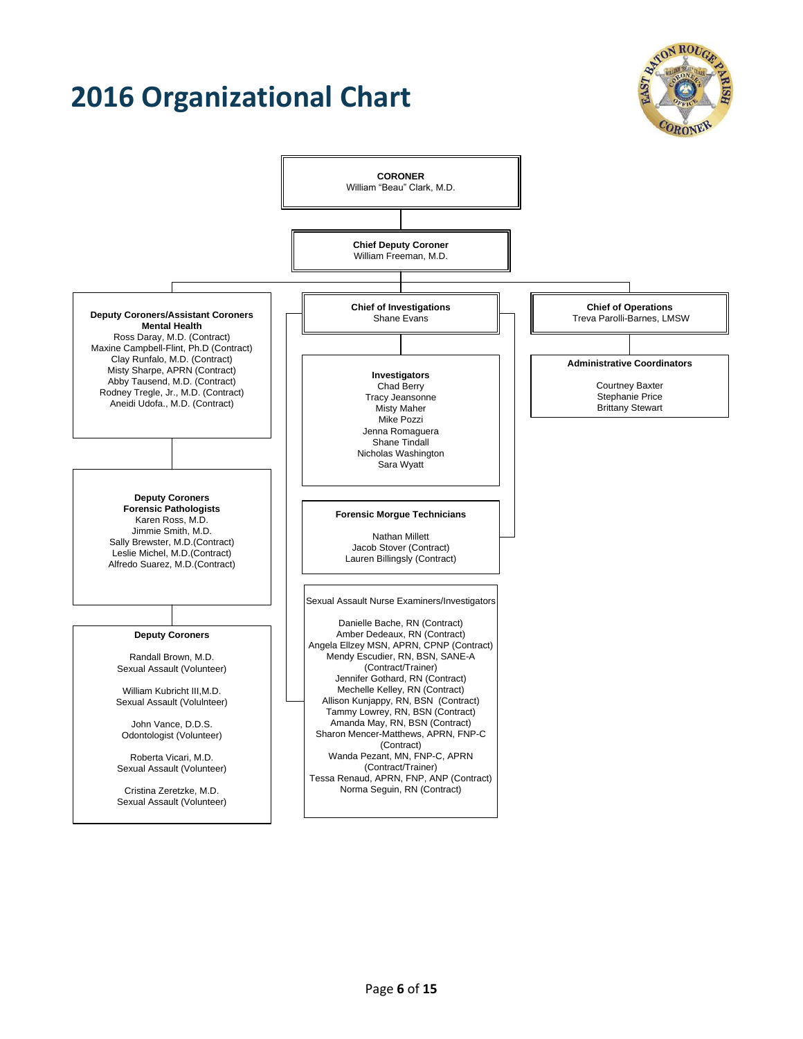# 2016 Organizational Chart

**CORONER**
William "Beau" Clark, M.D.

**Chief Deputy Coroner**
William Freeman, M.D.

**Deputy Coroners/Assistant Coroners**
**Mental Health**
Ross Daray, M.D. (Contract)
Maxine Campbell-Flint, Ph.D (Contract)
Clay Runfalo, M.D. (Contract)
Misty Sharpe, APRN (Contract)
Abby Tausend, M.D. (Contract)
Rodney Tregle, Jr., M.D. (Contract)
Aneidi Udofa., M.D. (Contract)

**Deputy Coroners**
**Forensic Pathologists**
Karen Ross, M.D.
Jimmie Smith, M.D.
Sally Brewster, M.D.(Contract)
Leslie Michel, M.D.(Contract)
Alfredo Suarez, M.D.(Contract)

**Deputy Coroners**

Randall Brown, M.D.
Sexual Assault (Volunteer)

William Kubricht III,M.D.
Sexual Assault (Volulnteer)

John Vance, D.D.S.
Odontologist (Volunteer)

Roberta Vicari, M.D.
Sexual Assault (Volunteer)

Cristina Zeretzke, M.D.
Sexual Assault (Volunteer)

**Chief of Investigations**
Shane Evans

**Investigators**
Chad Berry
Tracy Jeansonne
Misty Maher
Mike Pozzi
Jenna Romaguera
Shane Tindall
Nicholas Washington
Sara Wyatt

**Forensic Morgue Technicians**

Nathan Millett
Jacob Stover (Contract)
Lauren Billingsly (Contract)

Sexual Assault Nurse Examiners/Investigators

Danielle Bache, RN (Contract)
Amber Dedeaux, RN (Contract)
Angela Ellzey MSN, APRN, CPNP (Contract)
Mendy Escudier, RN, BSN, SANE-A (Contract/Trainer)
Jennifer Gothard, RN (Contract)
Mechelle Kelley, RN (Contract)
Allison Kunjappy, RN, BSN (Contract)
Tammy Lowrey, RN, BSN (Contract)
Amanda May, RN, BSN (Contract)
Sharon Mencer-Matthews, APRN, FNP-C (Contract)
Wanda Pezant, MN, FNP-C, APRN (Contract/Trainer)
Tessa Renaud, APRN, FNP, ANP (Contract)
Norma Seguin, RN (Contract)

**Chief of Operations**
Treva Parolli-Barnes, LMSW

**Administrative Coordinators**

Courtney Baxter
Stephanie Price
Brittany Stewart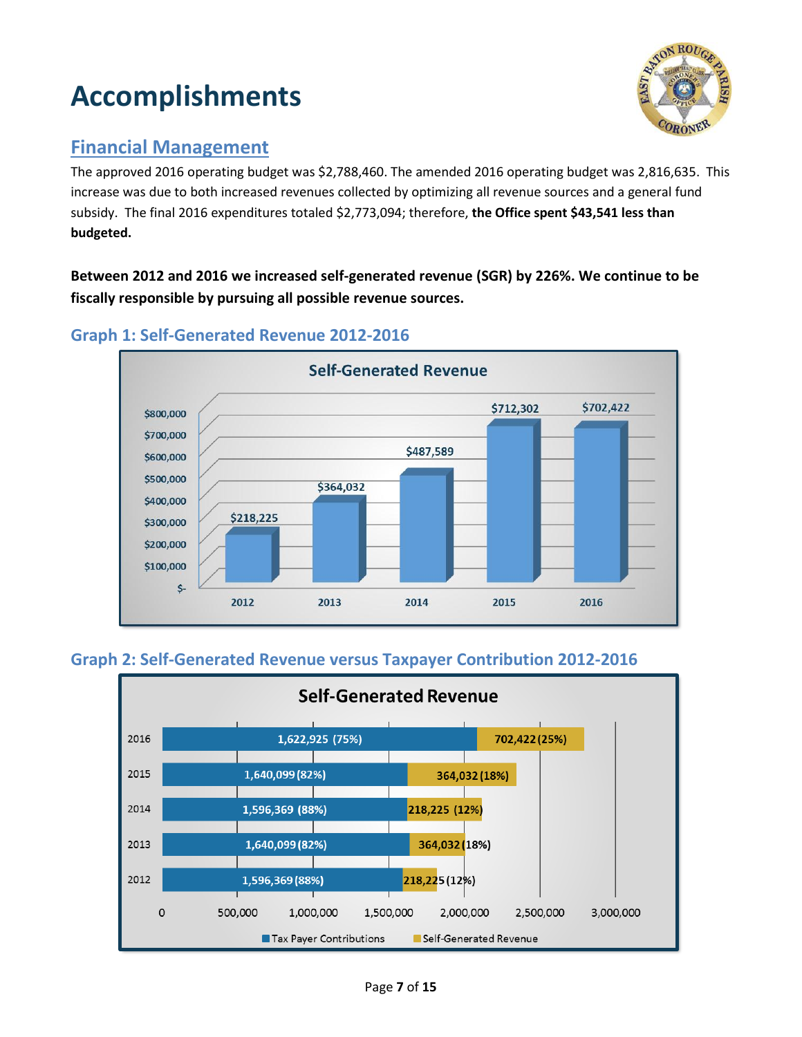# Accomplishments

## Financial Management

The approved 2016 operating budget was $2,788,460. The amended 2016 operating budget was 2,816,635. This increase was due to both increased revenues collected by optimizing all revenue sources and a general fund subsidy. The final 2016 expenditures totaled $2,773,094; therefore, **the Office spent $43,541 less than budgeted.**

**Between 2012 and 2016 we increased self-generated revenue (SGR) by 226%. We continue to be fiscally responsible by pursuing all possible revenue sources.**

### Graph 1: Self-Generated Revenue 2012-2016

**Self-Generated Revenue**

| Year | Self-Generated Revenue |
|---|---|
| 2012 | $218,225 |
| 2013 | $364,032 |
| 2014 | $487,589 |
| 2015 | $712,302 |
| 2016 | $702,422 |

### Graph 2: Self-Generated Revenue versus Taxpayer Contribution 2012-2016

**Self-Generated Revenue**

| Year | Tax Payer Contributions | Self-Generated Revenue |
|---|---|---|
| 2016 | 1,622,925 (75%) | 702,422 (25%) |
| 2015 | 1,640,099 (82%) | 364,032 (18%) |
| 2014 | 1,596,369 (88%) | 218,225 (12%) |
| 2013 | 1,640,099 (82%) | 364,032 (18%) |
| 2012 | 1,596,369 (88%) | 218,225 (12%) |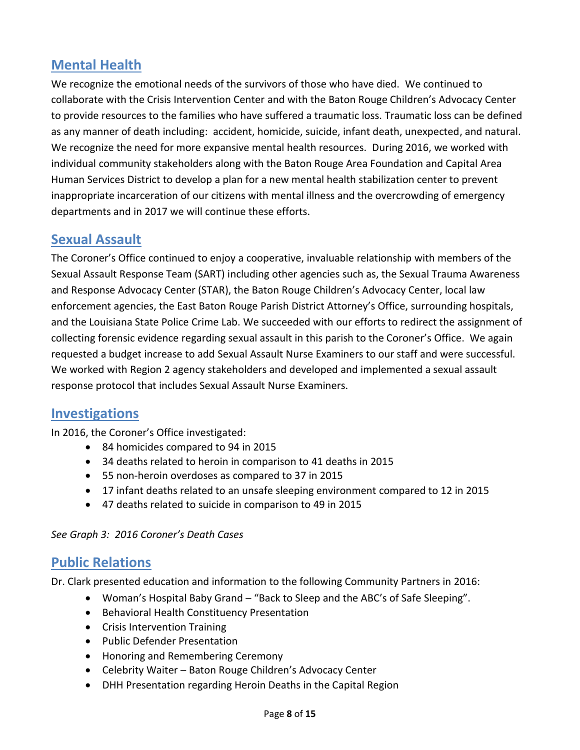## Mental Health

We recognize the emotional needs of the survivors of those who have died. We continued to collaborate with the Crisis Intervention Center and with the Baton Rouge Children's Advocacy Center to provide resources to the families who have suffered a traumatic loss. Traumatic loss can be defined as any manner of death including: accident, homicide, suicide, infant death, unexpected, and natural. We recognize the need for more expansive mental health resources. During 2016, we worked with individual community stakeholders along with the Baton Rouge Area Foundation and Capital Area Human Services District to develop a plan for a new mental health stabilization center to prevent inappropriate incarceration of our citizens with mental illness and the overcrowding of emergency departments and in 2017 we will continue these efforts.

## Sexual Assault

The Coroner's Office continued to enjoy a cooperative, invaluable relationship with members of the Sexual Assault Response Team (SART) including other agencies such as, the Sexual Trauma Awareness and Response Advocacy Center (STAR), the Baton Rouge Children's Advocacy Center, local law enforcement agencies, the East Baton Rouge Parish District Attorney's Office, surrounding hospitals, and the Louisiana State Police Crime Lab. We succeeded with our efforts to redirect the assignment of collecting forensic evidence regarding sexual assault in this parish to the Coroner's Office. We again requested a budget increase to add Sexual Assault Nurse Examiners to our staff and were successful. We worked with Region 2 agency stakeholders and developed and implemented a sexual assault response protocol that includes Sexual Assault Nurse Examiners.

## Investigations

In 2016, the Coroner's Office investigated:

- 84 homicides compared to 94 in 2015
- 34 deaths related to heroin in comparison to 41 deaths in 2015
- 55 non-heroin overdoses as compared to 37 in 2015
- 17 infant deaths related to an unsafe sleeping environment compared to 12 in 2015
- 47 deaths related to suicide in comparison to 49 in 2015

*See Graph 3: 2016 Coroner's Death Cases*

## Public Relations

Dr. Clark presented education and information to the following Community Partners in 2016:

- Woman's Hospital Baby Grand – "Back to Sleep and the ABC's of Safe Sleeping".
- Behavioral Health Constituency Presentation
- Crisis Intervention Training
- Public Defender Presentation
- Honoring and Remembering Ceremony
- Celebrity Waiter – Baton Rouge Children's Advocacy Center
- DHH Presentation regarding Heroin Deaths in the Capital Region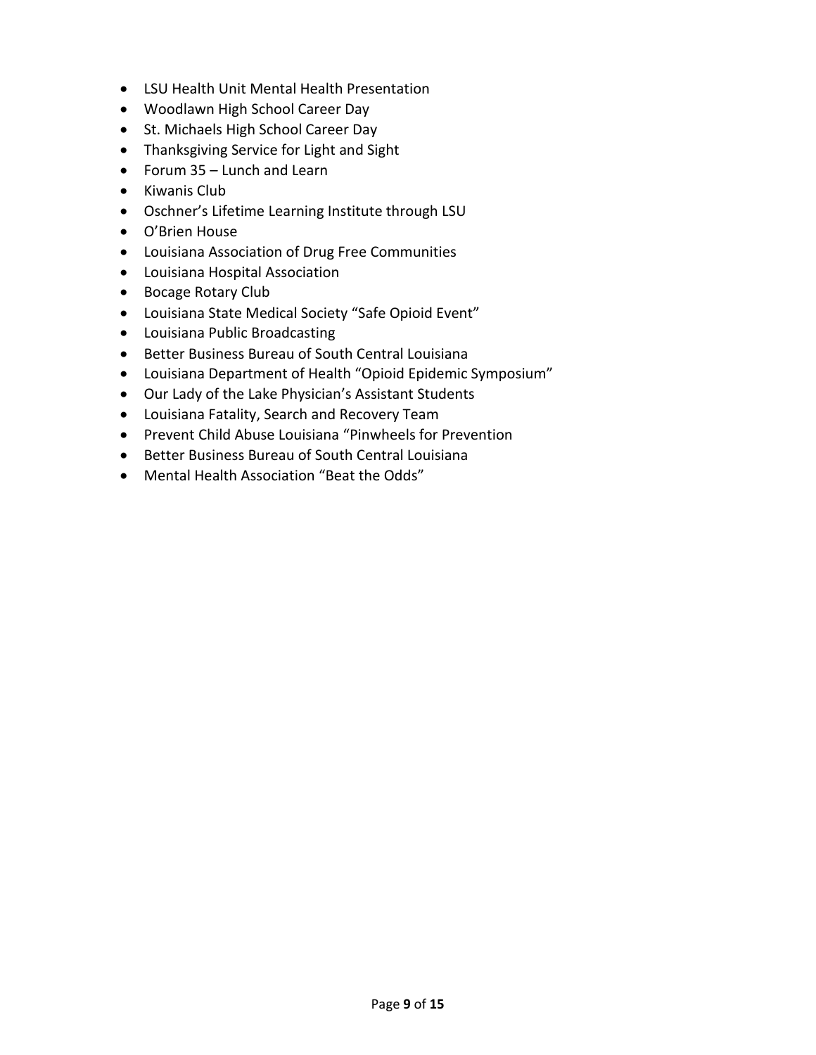- LSU Health Unit Mental Health Presentation
- Woodlawn High School Career Day
- St. Michaels High School Career Day
- Thanksgiving Service for Light and Sight
- Forum 35 – Lunch and Learn
- Kiwanis Club
- Oschner's Lifetime Learning Institute through LSU
- O'Brien House
- Louisiana Association of Drug Free Communities
- Louisiana Hospital Association
- Bocage Rotary Club
- Louisiana State Medical Society "Safe Opioid Event"
- Louisiana Public Broadcasting
- Better Business Bureau of South Central Louisiana
- Louisiana Department of Health "Opioid Epidemic Symposium"
- Our Lady of the Lake Physician's Assistant Students
- Louisiana Fatality, Search and Recovery Team
- Prevent Child Abuse Louisiana "Pinwheels for Prevention
- Better Business Bureau of South Central Louisiana
- Mental Health Association "Beat the Odds"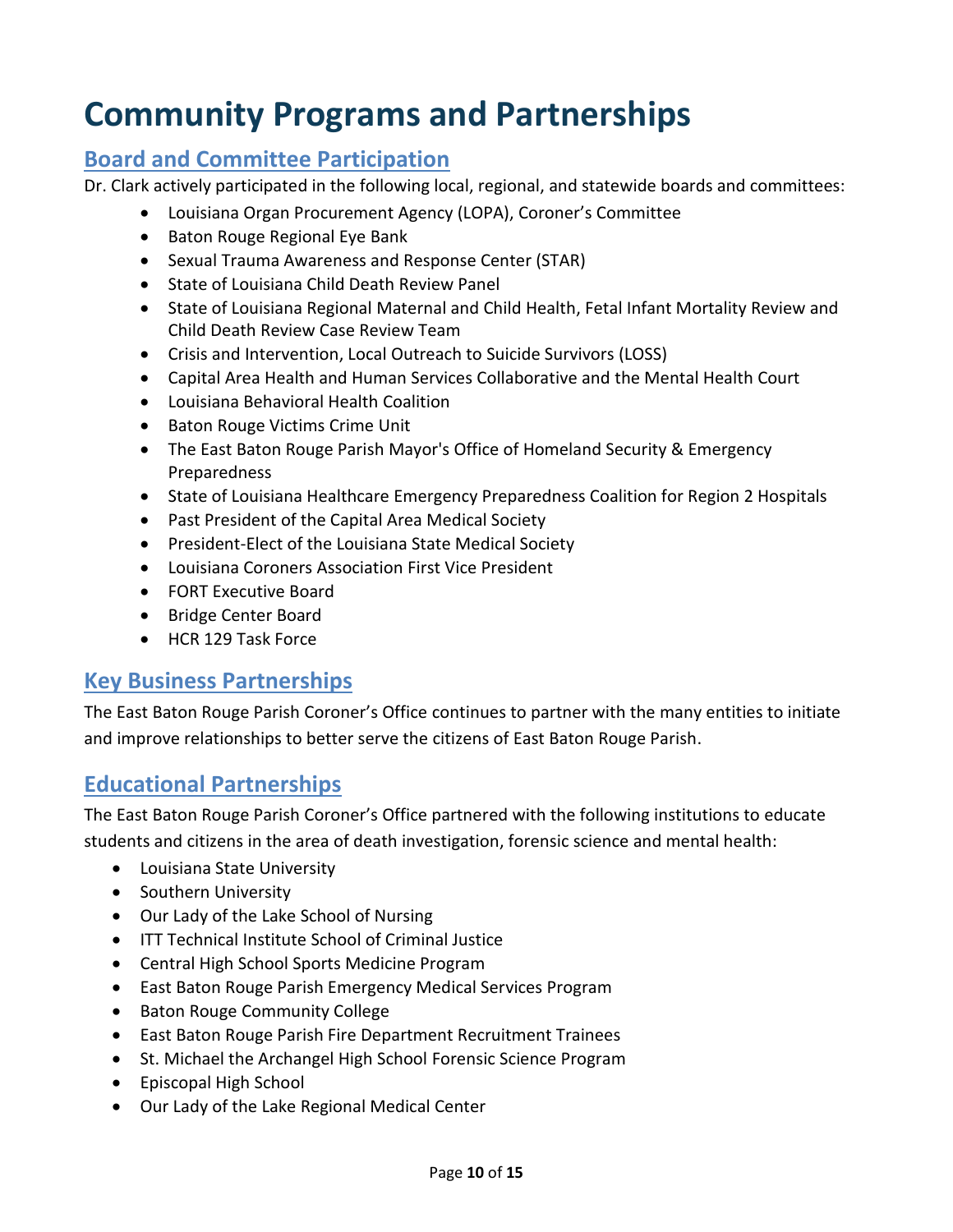# Community Programs and Partnerships

## Board and Committee Participation

Dr. Clark actively participated in the following local, regional, and statewide boards and committees:

- Louisiana Organ Procurement Agency (LOPA), Coroner's Committee
- Baton Rouge Regional Eye Bank
- Sexual Trauma Awareness and Response Center (STAR)
- State of Louisiana Child Death Review Panel
- State of Louisiana Regional Maternal and Child Health, Fetal Infant Mortality Review and Child Death Review Case Review Team
- Crisis and Intervention, Local Outreach to Suicide Survivors (LOSS)
- Capital Area Health and Human Services Collaborative and the Mental Health Court
- Louisiana Behavioral Health Coalition
- Baton Rouge Victims Crime Unit
- The East Baton Rouge Parish Mayor's Office of Homeland Security & Emergency Preparedness
- State of Louisiana Healthcare Emergency Preparedness Coalition for Region 2 Hospitals
- Past President of the Capital Area Medical Society
- President-Elect of the Louisiana State Medical Society
- Louisiana Coroners Association First Vice President
- FORT Executive Board
- Bridge Center Board
- HCR 129 Task Force

## Key Business Partnerships

The East Baton Rouge Parish Coroner's Office continues to partner with the many entities to initiate and improve relationships to better serve the citizens of East Baton Rouge Parish.

## Educational Partnerships

The East Baton Rouge Parish Coroner's Office partnered with the following institutions to educate students and citizens in the area of death investigation, forensic science and mental health:

- Louisiana State University
- Southern University
- Our Lady of the Lake School of Nursing
- ITT Technical Institute School of Criminal Justice
- Central High School Sports Medicine Program
- East Baton Rouge Parish Emergency Medical Services Program
- Baton Rouge Community College
- East Baton Rouge Parish Fire Department Recruitment Trainees
- St. Michael the Archangel High School Forensic Science Program
- Episcopal High School
- Our Lady of the Lake Regional Medical Center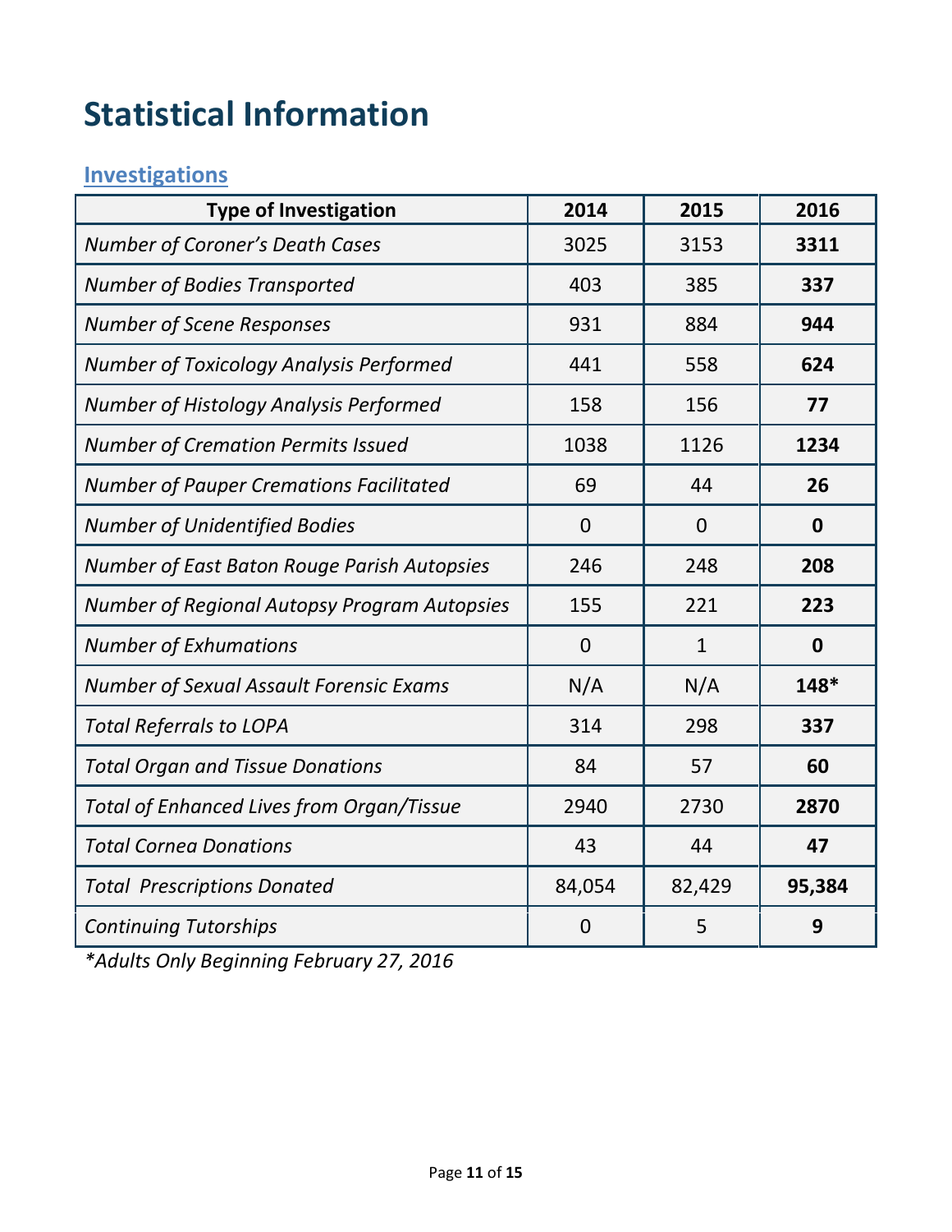# Statistical Information

## Investigations

| Type of Investigation | 2014 | 2015 | 2016 |
|---|---|---|---|
| *Number of Coroner's Death Cases* | 3025 | 3153 | **3311** |
| *Number of Bodies Transported* | 403 | 385 | **337** |
| *Number of Scene Responses* | 931 | 884 | **944** |
| *Number of Toxicology Analysis Performed* | 441 | 558 | **624** |
| *Number of Histology Analysis Performed* | 158 | 156 | **77** |
| *Number of Cremation Permits Issued* | 1038 | 1126 | **1234** |
| *Number of Pauper Cremations Facilitated* | 69 | 44 | **26** |
| *Number of Unidentified Bodies* | 0 | 0 | **0** |
| *Number of East Baton Rouge Parish Autopsies* | 246 | 248 | **208** |
| *Number of Regional Autopsy Program Autopsies* | 155 | 221 | **223** |
| *Number of Exhumations* | 0 | 1 | **0** |
| *Number of Sexual Assault Forensic Exams* | N/A | N/A | **148*** |
| *Total Referrals to LOPA* | 314 | 298 | **337** |
| *Total Organ and Tissue Donations* | 84 | 57 | **60** |
| *Total of Enhanced Lives from Organ/Tissue* | 2940 | 2730 | **2870** |
| *Total Cornea Donations* | 43 | 44 | **47** |
| *Total Prescriptions Donated* | 84,054 | 82,429 | **95,384** |
| *Continuing Tutorships* | 0 | 5 | **9** |

*\*Adults Only Beginning February 27, 2016*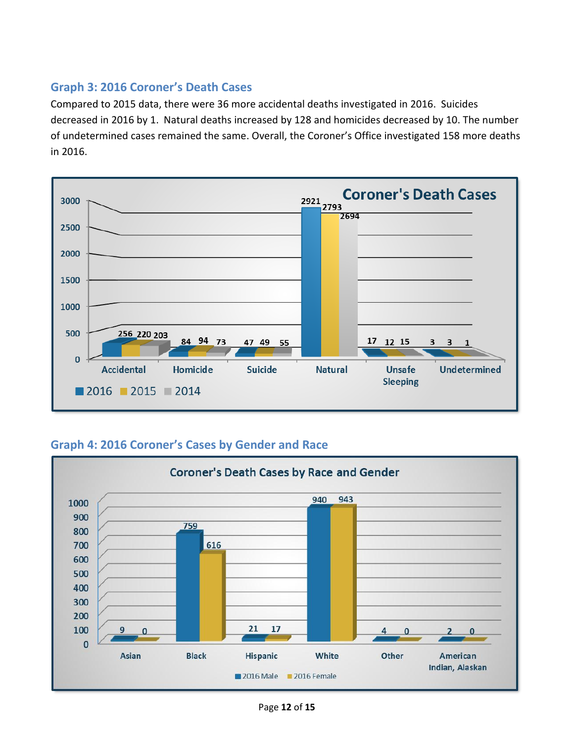### Graph 3: 2016 Coroner's Death Cases

Compared to 2015 data, there were 36 more accidental deaths investigated in 2016. Suicides decreased in 2016 by 1. Natural deaths increased by 128 and homicides decreased by 10. The number of undetermined cases remained the same. Overall, the Coroner's Office investigated 158 more deaths in 2016.

**Coroner's Death Cases**

| | 2016 | 2015 | 2014 |
|---|---|---|---|
| Accidental | 256 | 220 | 203 |
| Homicide | 84 | 94 | 73 |
| Suicide | 47 | 49 | 55 |
| Natural | 2921 | 2793 | 2694 |
| Unsafe Sleeping | 17 | 12 | 15 |
| Undetermined | 3 | 3 | 1 |

### Graph 4: 2016 Coroner's Cases by Gender and Race

**Coroner's Death Cases by Race and Gender**

| | 2016 Male | 2016 Female |
|---|---|---|
| Asian | 9 | 0 |
| Black | 759 | 616 |
| Hispanic | 21 | 17 |
| White | 940 | 943 |
| Other | 4 | 0 |
| American Indian, Alaskan | 2 | 0 |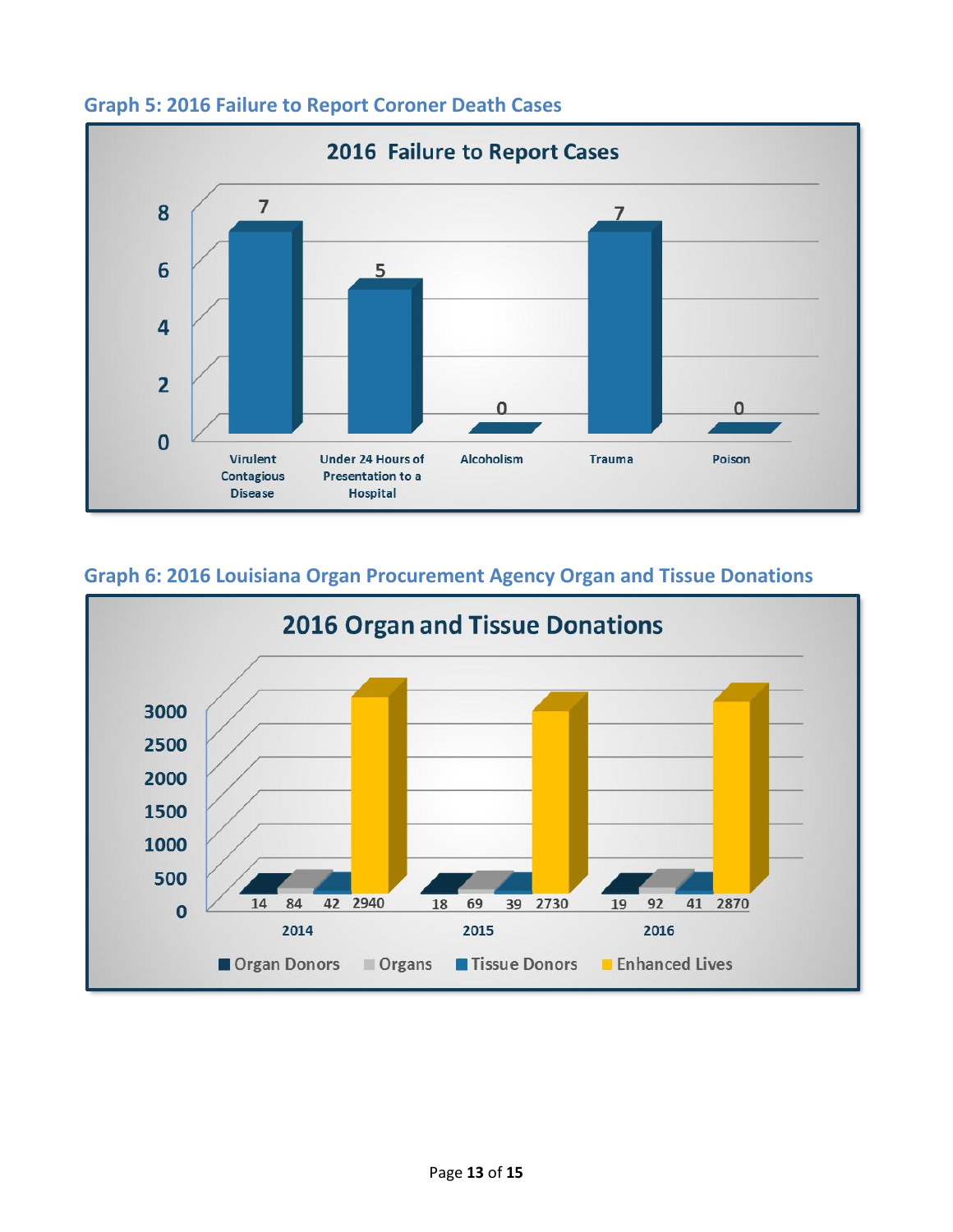### Graph 5: 2016 Failure to Report Coroner Death Cases

**2016 Failure to Report Cases**

| Category | Cases |
|---|---|
| Virulent Contagious Disease | 7 |
| Under 24 Hours of Presentation to a Hospital | 5 |
| Alcoholism | 0 |
| Trauma | 7 |
| Poison | 0 |

### Graph 6: 2016 Louisiana Organ Procurement Agency Organ and Tissue Donations

**2016 Organ and Tissue Donations**

| Year | Organ Donors | Organs | Tissue Donors | Enhanced Lives |
|---|---|---|---|---|
| 2014 | 14 | 84 | 42 | 2940 |
| 2015 | 18 | 69 | 39 | 2730 |
| 2016 | 19 | 92 | 41 | 2870 |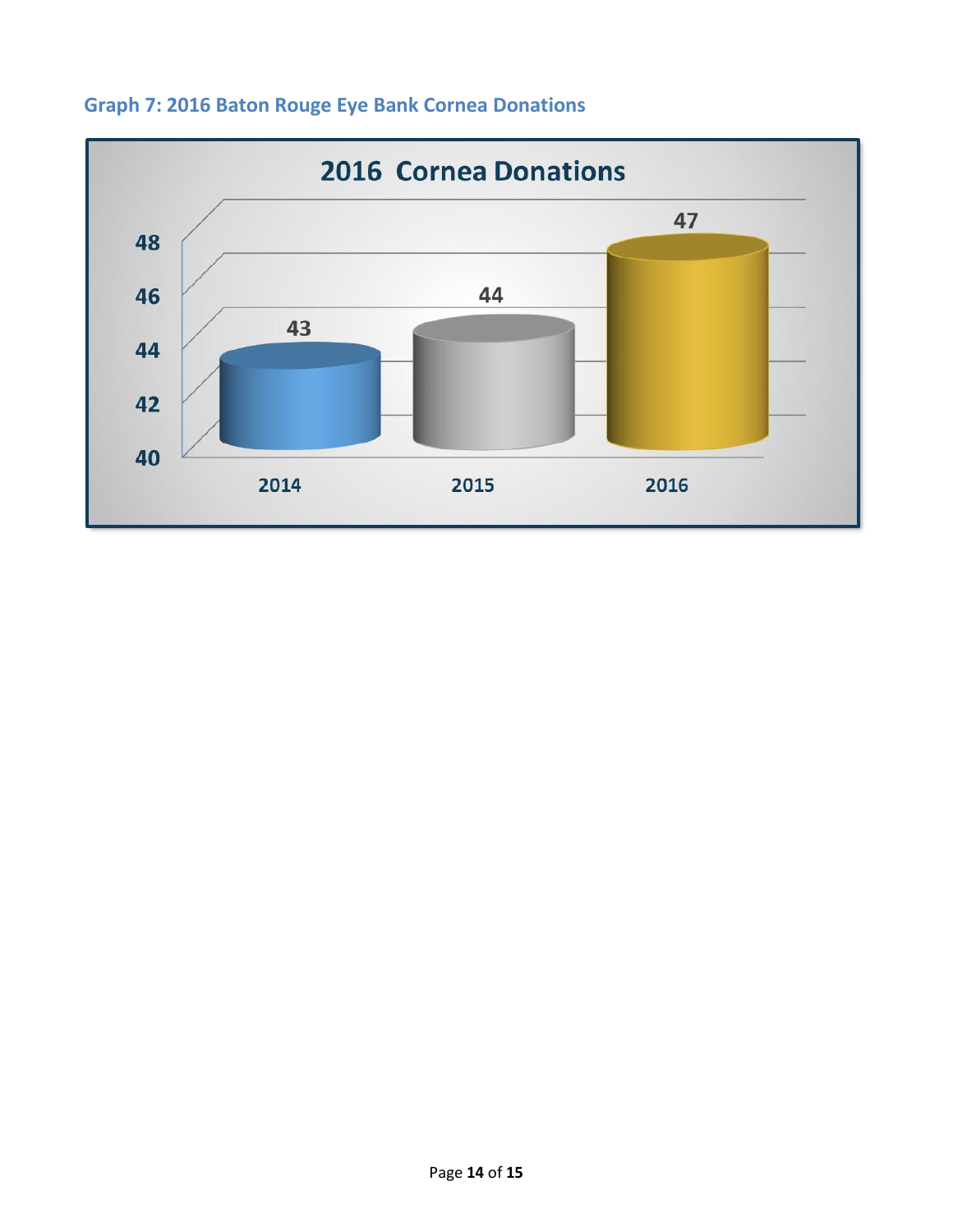### Graph 7: 2016 Baton Rouge Eye Bank Cornea Donations

**2016 Cornea Donations**

| Year | Donations |
|---|---|
| 2014 | 43 |
| 2015 | 44 |
| 2016 | 47 |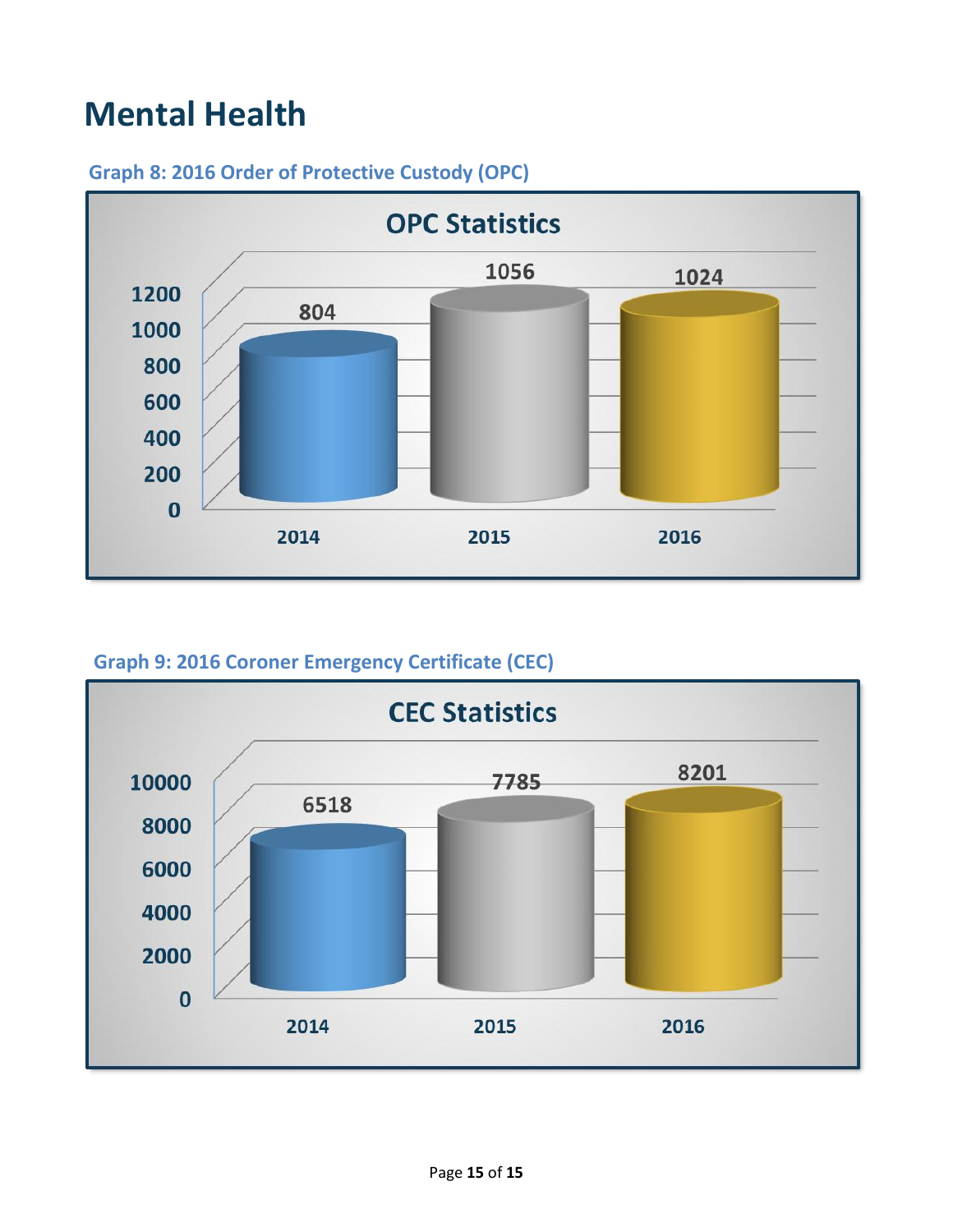# Mental Health

### Graph 8: 2016 Order of Protective Custody (OPC)

OPC Statistics

1200
1000
800
600
400
200
0

804
1056
1024

2014
2015
2016

### Graph 9: 2016 Coroner Emergency Certificate (CEC)

CEC Statistics

10000
8000
6000
4000
2000
0

6518
7785
8201

2014
2015
2016